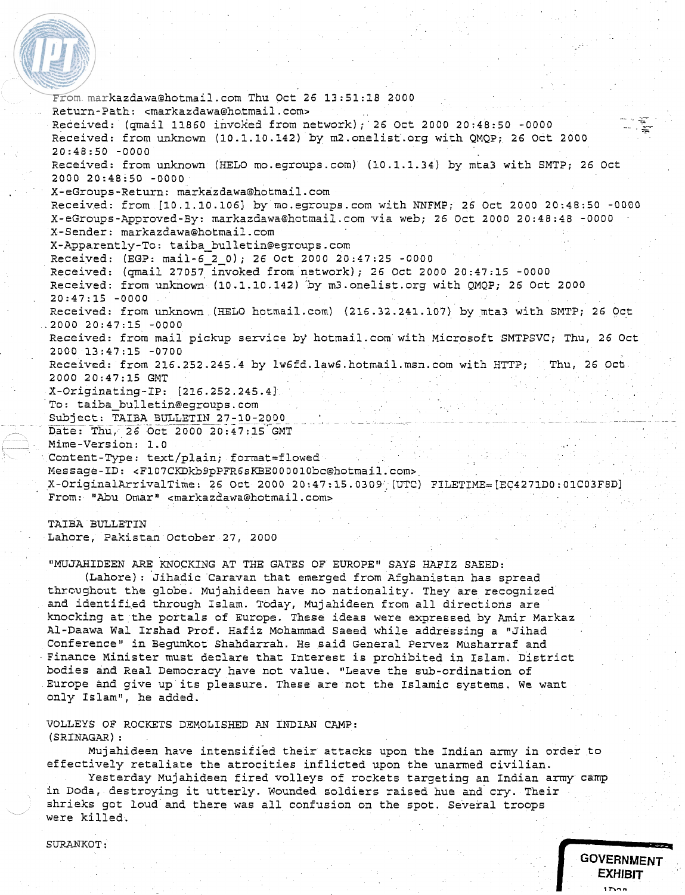```
From markazdawa@hotmail.com Thu Oct 26 13:51:18 2000
Return-Path: <markazdawa@hotmail.com>
Received: (qmail 11860 invoked from network); 26 Oct 2000 20:48:50 -0000
Received: from unknown (10.1.10.142) by m2.onelist.org with QMQP; 26 Oct 2000
20:48:50 -0000
Received: from unknown (HELO mo.egroups.com) (10.1.1.34) by mta3 with SMTP; 26 Oct
2000 20:48:50 -0000
X-eGroups-Return: markazdawa@hotmail.com
Received: from [10.1.10.106] by mo.egroups.com with NNFMP; 26 Oct 2000 20:48:50 -0000
X-eGroups-Approved-By: markazdawa@hotmail.com via web; 26 Oct 2000 20:48:48 -0000
X-Sender: markazdawa@hotmail.com
X-Apparently-To: taiba_bulletin@egroups.com
Received: (EGP: mail-6_2_0); 26 Oct 2000 20:47:25 -0000
Received: (qmail 27057 invoked from network); 26 Oct 2000 20:47:15 -0000
Received: from unknown (10.1.10.142) by m3.onelist.org with QMQP; 26 Oct 2000
20:47:15 -0000
Received: from unknown (HELO hotmail.com) (216.32.241.107) by mta3 with SMTP; 26 Oct
2000 20:47:15 -0000
Received: from mail pickup service by hotmail.com with Microsoft SMTPSVC; Thu, 26 Oct
2000 13:47:15 -0700
Received: from 216.252.245.4 by lw6fd.law6.hotmail.msn.com with HTTP;   Thu, 26 Oct
2000 20:47:15 GMT
X-Originating-IP: [216.252.245.4]
To: taiba_bulletin@egroups.com
Subject: TAIBA BULLETIN 27-10-2000
Date: Thu, 26 Oct 2000 20:47:15 GMT
Mime-Version: 1.0
Content-Type: text/plain; format=flowed
Message-ID: <F107CKDkb9pPFR6sKBE000010bc@hotmail.com>
X-OriginalArrivalTime: 26 Oct 2000 20:47:15.0309 (UTC) FILETIME=[EC4271D0:01C03F8D]
From: "Abu Omar" <markazdawa@hotmail.com>
```

TAIBA BULLETIN
Lahore, Pakistan October 27, 2000

"MUJAHIDEEN ARE KNOCKING AT THE GATES OF EUROPE" SAYS HAFIZ SAEED:

(Lahore): Jihadic Caravan that emerged from Afghanistan has spread throughout the globe. Mujahideen have no nationality. They are recognized and identified through Islam. Today, Mujahideen from all directions are knocking at the portals of Europe. These ideas were expressed by Amir Markaz Al-Daawa Wal Irshad Prof. Hafiz Mohammad Saeed while addressing a "Jihad Conference" in Begumkot Shahdarrah. He said General Pervez Musharraf and Finance Minister must declare that Interest is prohibited in Islam. District bodies and Real Democracy have not value. "Leave the sub-ordination of Europe and give up its pleasure. These are not the Islamic systems. We want only Islam", he added.

VOLLEYS OF ROCKETS DEMOLISHED AN INDIAN CAMP:
(SRINAGAR):

Mujahideen have intensified their attacks upon the Indian army in order to effectively retaliate the atrocities inflicted upon the unarmed civilian.

Yesterday Mujahideen fired volleys of rockets targeting an Indian army camp in Doda, destroying it utterly. Wounded soldiers raised hue and cry. Their shrieks got loud and there was all confusion on the spot. Several troops were killed.

SURANKOT:

GOVERNMENT EXHIBIT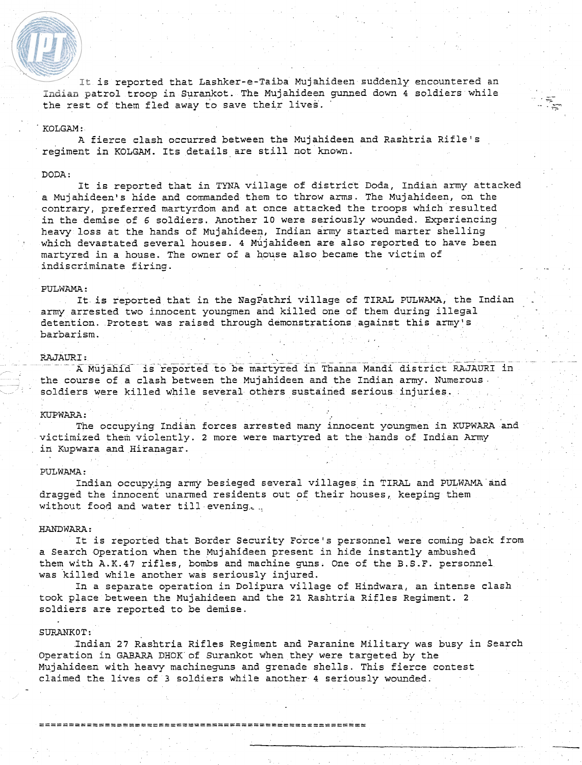It is reported that Lashker-e-Taiba Mujahideen suddenly encountered an Indian patrol troop in Surankot. The Mujahideen gunned down 4 soldiers while the rest of them fled away to save their lives.

KOLGAM:

A fierce clash occurred between the Mujahideen and Rashtria Rifle's regiment in KOLGAM. Its details are still not known.

DODA:

It is reported that in TYNA village of district Doda, Indian army attacked a Mujahideen's hide and commanded them to throw arms. The Mujahideen, on the contrary, preferred martyrdom and at once attacked the troops which resulted in the demise of 6 soldiers. Another 10 were seriously wounded. Experiencing heavy loss at the hands of Mujahideen, Indian army started marter shelling which devastated several houses. 4 Mujahideen are also reported to have been martyred in a house. The owner of a house also became the victim of indiscriminate firing.

PULWAMA:

It is reported that in the NagPathri village of TIRAL PULWAMA, the Indian army arrested two innocent youngmen and killed one of them during illegal detention. Protest was raised through demonstrations against this army's barbarism.

RAJAURI:

A Mujahid is reported to be martyred in Thanna Mandi district RAJAURI in the course of a clash between the Mujahideen and the Indian army. Numerous soldiers were killed while several others sustained serious injuries.

KUPWARA:

The occupying Indian forces arrested many innocent youngmen in KUPWARA and victimized them violently. 2 more were martyred at the hands of Indian Army in Kupwara and Hiranagar.

PULWAMA:

Indian occupying army besieged several villages in TIRAL and PULWAMA and dragged the innocent unarmed residents out of their houses, keeping them without food and water till evening.

HANDWARA:

It is reported that Border Security Force's personnel were coming back from a Search Operation when the Mujahideen present in hide instantly ambushed them with A.K.47 rifles, bombs and machine guns. One of the B.S.F. personnel was killed while another was seriously injured.

In a separate operation in Dolipura village of Hindwara, an intense clash took place between the Mujahideen and the 21 Rashtria Rifles Regiment. 2 soldiers are reported to be demise.

SURANKOT:

Indian 27 Rashtria Rifles Regiment and Paranine Military was busy in Search Operation in GABARA DHOK of Surankot when they were targeted by the Mujahideen with heavy machineguns and grenade shells. This fierce contest claimed the lives of 3 soldiers while another 4 seriously wounded.

=====================================================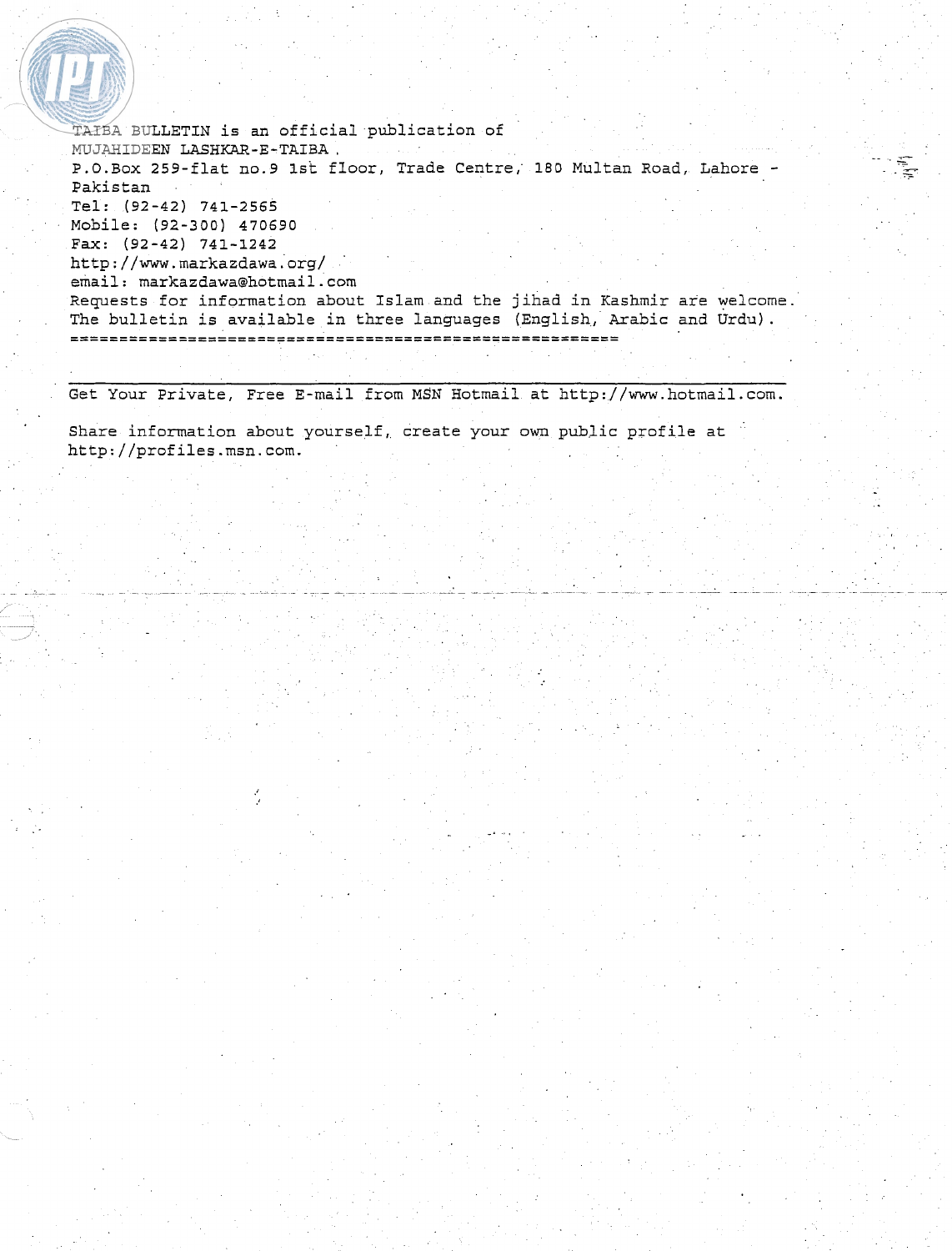TAIBA BULLETIN is an official publication of
MUJAHIDEEN LASHKAR-E-TAIBA .
P.O.Box 259-flat no.9 1st floor, Trade Centre, 180 Multan Road, Lahore - Pakistan
Tel: (92-42) 741-2565
Mobile: (92-300) 470690
Fax: (92-42) 741-1242
http://www.markazdawa.org/
email: markazdawa@hotmail.com
Requests for information about Islam and the jihad in Kashmir are welcome.
The bulletin is available in three languages (English, Arabic and Urdu).
======================================================

---

Get Your Private, Free E-mail from MSN Hotmail at http://www.hotmail.com.

Share information about yourself, create your own public profile at http://profiles.msn.com.